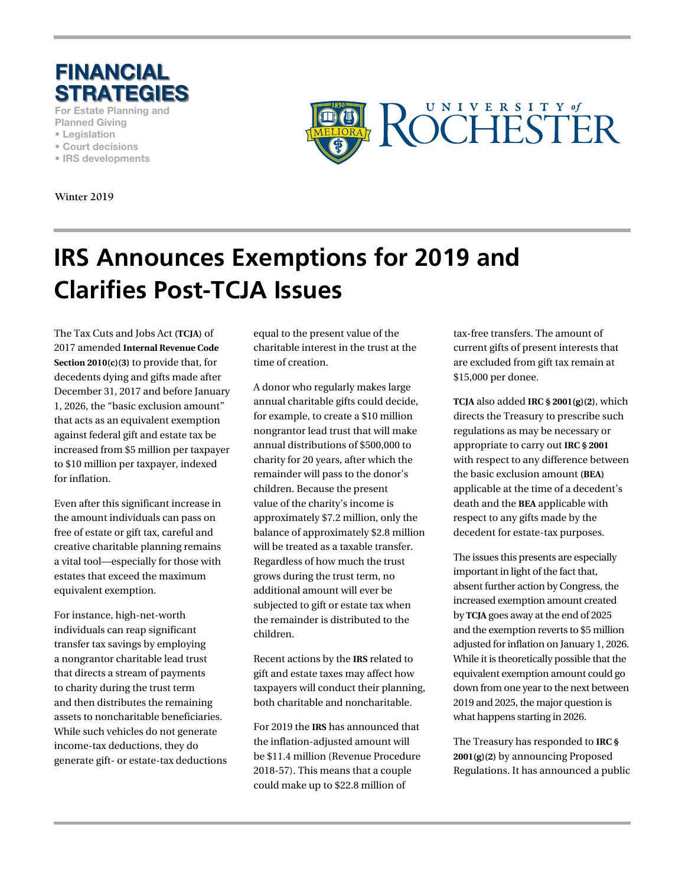# FINANCIAL STRATEGIES

For Estate Planning and Planned Giving

- Legislation
- Court decisions
- IRS developments

UNIVERSITY of ROCHESTER

Winter 2019

# IRS Announces Exemptions for 2019 and Clarifies Post-TCJA Issues

The Tax Cuts and Jobs Act (**TCJA**) of 2017 amended **Internal Revenue Code Section 2010(c)(3)** to provide that, for decedents dying and gifts made after December 31, 2017 and before January 1, 2026, the "basic exclusion amount" that acts as an equivalent exemption against federal gift and estate tax be increased from $5 million per taxpayer to $10 million per taxpayer, indexed for inflation.

Even after this significant increase in the amount individuals can pass on free of estate or gift tax, careful and creative charitable planning remains a vital tool—especially for those with estates that exceed the maximum equivalent exemption.

For instance, high-net-worth individuals can reap significant transfer tax savings by employing a nongrantor charitable lead trust that directs a stream of payments to charity during the trust term and then distributes the remaining assets to noncharitable beneficiaries. While such vehicles do not generate income-tax deductions, they do generate gift- or estate-tax deductions equal to the present value of the charitable interest in the trust at the time of creation.

A donor who regularly makes large annual charitable gifts could decide, for example, to create a $10 million nongrantor lead trust that will make annual distributions of $500,000 to charity for 20 years, after which the remainder will pass to the donor's children. Because the present value of the charity's income is approximately $7.2 million, only the balance of approximately $2.8 million will be treated as a taxable transfer. Regardless of how much the trust grows during the trust term, no additional amount will ever be subjected to gift or estate tax when the remainder is distributed to the children.

Recent actions by the **IRS** related to gift and estate taxes may affect how taxpayers will conduct their planning, both charitable and noncharitable.

For 2019 the **IRS** has announced that the inflation-adjusted amount will be $11.4 million (Revenue Procedure 2018-57). This means that a couple could make up to $22.8 million of tax-free transfers. The amount of current gifts of present interests that are excluded from gift tax remain at $15,000 per donee.

**TCJA** also added **IRC § 2001(g)(2)**, which directs the Treasury to prescribe such regulations as may be necessary or appropriate to carry out **IRC § 2001** with respect to any difference between the basic exclusion amount (**BEA**) applicable at the time of a decedent's death and the **BEA** applicable with respect to any gifts made by the decedent for estate-tax purposes.

The issues this presents are especially important in light of the fact that, absent further action by Congress, the increased exemption amount created by **TCJA** goes away at the end of 2025 and the exemption reverts to $5 million adjusted for inflation on January 1, 2026. While it is theoretically possible that the equivalent exemption amount could go down from one year to the next between 2019 and 2025, the major question is what happens starting in 2026.

The Treasury has responded to **IRC § 2001(g)(2)** by announcing Proposed Regulations. It has announced a public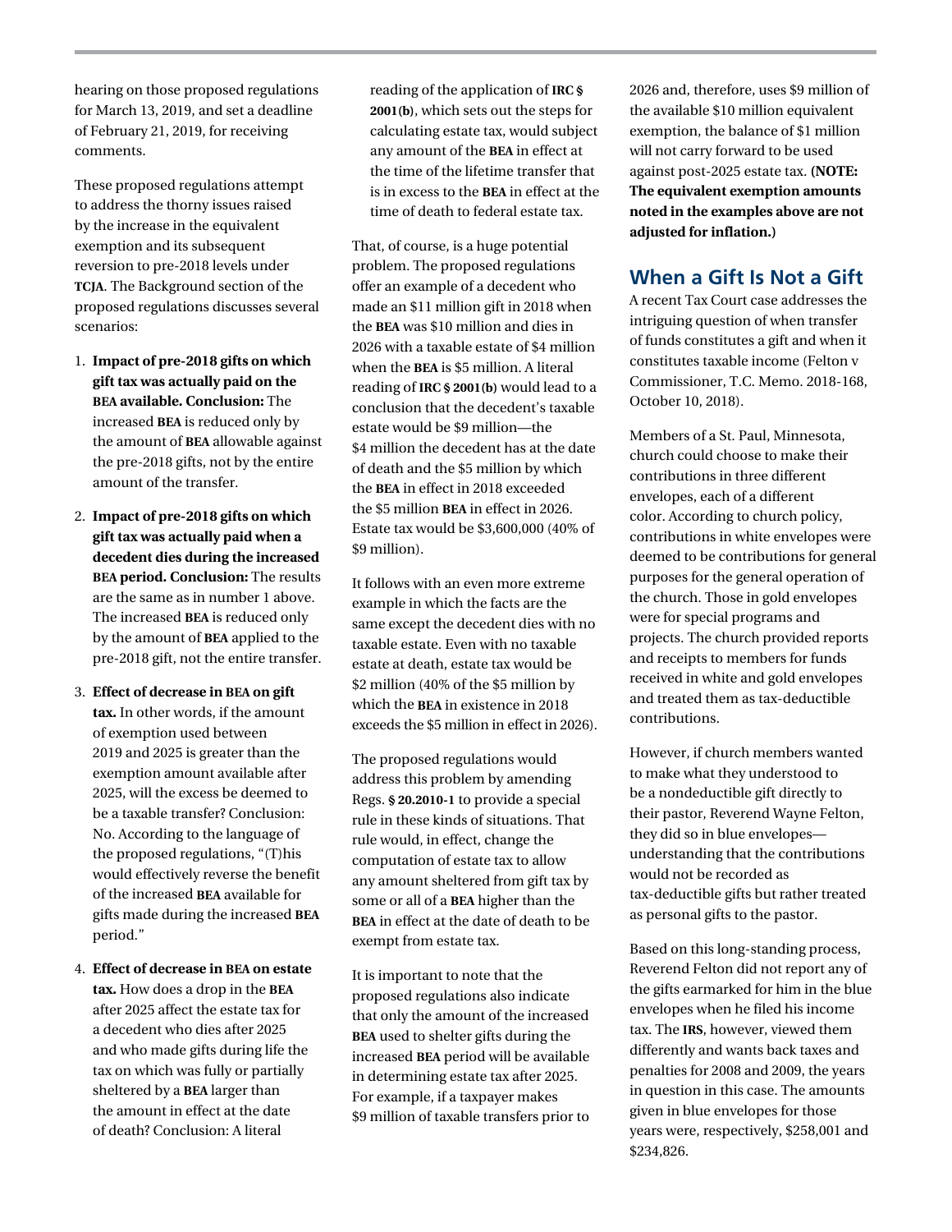hearing on those proposed regulations for March 13, 2019, and set a deadline of February 21, 2019, for receiving comments.

These proposed regulations attempt to address the thorny issues raised by the increase in the equivalent exemption and its subsequent reversion to pre-2018 levels under **TCJA**. The Background section of the proposed regulations discusses several scenarios:

1. **Impact of pre-2018 gifts on which gift tax was actually paid on the BEA available. Conclusion:** The increased **BEA** is reduced only by the amount of **BEA** allowable against the pre-2018 gifts, not by the entire amount of the transfer.
2. **Impact of pre-2018 gifts on which gift tax was actually paid when a decedent dies during the increased BEA period. Conclusion:** The results are the same as in number 1 above. The increased **BEA** is reduced only by the amount of **BEA** applied to the pre-2018 gift, not the entire transfer.
3. **Effect of decrease in BEA on gift tax.** In other words, if the amount of exemption used between 2019 and 2025 is greater than the exemption amount available after 2025, will the excess be deemed to be a taxable transfer? Conclusion: No. According to the language of the proposed regulations, "(T)his would effectively reverse the benefit of the increased **BEA** available for gifts made during the increased **BEA** period."
4. **Effect of decrease in BEA on estate tax.** How does a drop in the **BEA** after 2025 affect the estate tax for a decedent who dies after 2025 and who made gifts during life the tax on which was fully or partially sheltered by a **BEA** larger than the amount in effect at the date of death? Conclusion: A literal reading of the application of **IRC § 2001(b)**, which sets out the steps for calculating estate tax, would subject any amount of the **BEA** in effect at the time of the lifetime transfer that is in excess to the **BEA** in effect at the time of death to federal estate tax.

That, of course, is a huge potential problem. The proposed regulations offer an example of a decedent who made an $11 million gift in 2018 when the **BEA** was $10 million and dies in 2026 with a taxable estate of $4 million when the **BEA** is $5 million. A literal reading of **IRC § 2001(b)** would lead to a conclusion that the decedent's taxable estate would be $9 million—the $4 million the decedent has at the date of death and the $5 million by which the **BEA** in effect in 2018 exceeded the $5 million **BEA** in effect in 2026. Estate tax would be $3,600,000 (40% of $9 million).

It follows with an even more extreme example in which the facts are the same except the decedent dies with no taxable estate. Even with no taxable estate at death, estate tax would be $2 million (40% of the $5 million by which the **BEA** in existence in 2018 exceeds the $5 million in effect in 2026).

The proposed regulations would address this problem by amending Regs. **§ 20.2010-1** to provide a special rule in these kinds of situations. That rule would, in effect, change the computation of estate tax to allow any amount sheltered from gift tax by some or all of a **BEA** higher than the **BEA** in effect at the date of death to be exempt from estate tax.

It is important to note that the proposed regulations also indicate that only the amount of the increased **BEA** used to shelter gifts during the increased **BEA** period will be available in determining estate tax after 2025. For example, if a taxpayer makes $9 million of taxable transfers prior to 2026 and, therefore, uses $9 million of the available $10 million equivalent exemption, the balance of $1 million will not carry forward to be used against post-2025 estate tax. **(NOTE: The equivalent exemption amounts noted in the examples above are not adjusted for inflation.)**

## When a Gift Is Not a Gift

A recent Tax Court case addresses the intriguing question of when transfer of funds constitutes a gift and when it constitutes taxable income (Felton v Commissioner, T.C. Memo. 2018-168, October 10, 2018).

Members of a St. Paul, Minnesota, church could choose to make their contributions in three different envelopes, each of a different color. According to church policy, contributions in white envelopes were deemed to be contributions for general purposes for the general operation of the church. Those in gold envelopes were for special programs and projects. The church provided reports and receipts to members for funds received in white and gold envelopes and treated them as tax-deductible contributions.

However, if church members wanted to make what they understood to be a nondeductible gift directly to their pastor, Reverend Wayne Felton, they did so in blue envelopes—understanding that the contributions would not be recorded as tax-deductible gifts but rather treated as personal gifts to the pastor.

Based on this long-standing process, Reverend Felton did not report any of the gifts earmarked for him in the blue envelopes when he filed his income tax. The **IRS**, however, viewed them differently and wants back taxes and penalties for 2008 and 2009, the years in question in this case. The amounts given in blue envelopes for those years were, respectively, $258,001 and $234,826.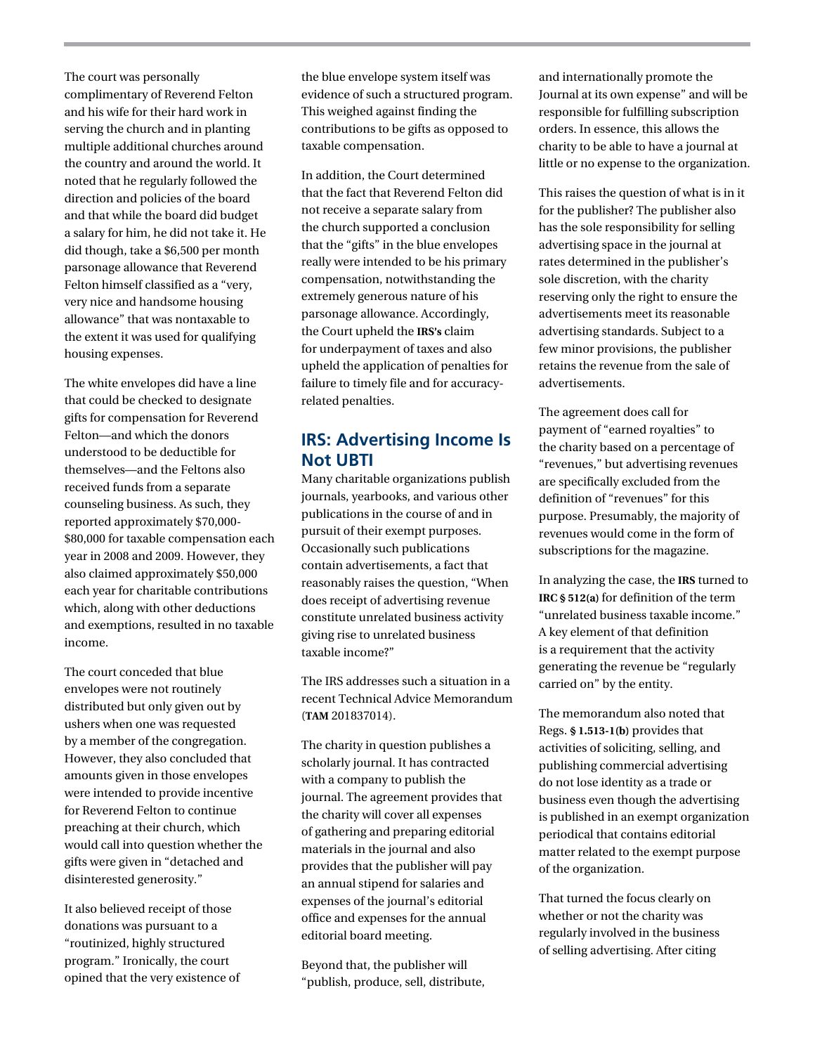The court was personally complimentary of Reverend Felton and his wife for their hard work in serving the church and in planting multiple additional churches around the country and around the world. It noted that he regularly followed the direction and policies of the board and that while the board did budget a salary for him, he did not take it. He did though, take a $6,500 per month parsonage allowance that Reverend Felton himself classified as a "very, very nice and handsome housing allowance" that was nontaxable to the extent it was used for qualifying housing expenses.

The white envelopes did have a line that could be checked to designate gifts for compensation for Reverend Felton—and which the donors understood to be deductible for themselves—and the Feltons also received funds from a separate counseling business. As such, they reported approximately $70,000-$80,000 for taxable compensation each year in 2008 and 2009. However, they also claimed approximately $50,000 each year for charitable contributions which, along with other deductions and exemptions, resulted in no taxable income.

The court conceded that blue envelopes were not routinely distributed but only given out by ushers when one was requested by a member of the congregation. However, they also concluded that amounts given in those envelopes were intended to provide incentive for Reverend Felton to continue preaching at their church, which would call into question whether the gifts were given in "detached and disinterested generosity."

It also believed receipt of those donations was pursuant to a "routinized, highly structured program." Ironically, the court opined that the very existence of the blue envelope system itself was evidence of such a structured program. This weighed against finding the contributions to be gifts as opposed to taxable compensation.

In addition, the Court determined that the fact that Reverend Felton did not receive a separate salary from the church supported a conclusion that the "gifts" in the blue envelopes really were intended to be his primary compensation, notwithstanding the extremely generous nature of his parsonage allowance. Accordingly, the Court upheld the **IRS's** claim for underpayment of taxes and also upheld the application of penalties for failure to timely file and for accuracy-related penalties.

## IRS: Advertising Income Is Not UBTI

Many charitable organizations publish journals, yearbooks, and various other publications in the course of and in pursuit of their exempt purposes. Occasionally such publications contain advertisements, a fact that reasonably raises the question, "When does receipt of advertising revenue constitute unrelated business activity giving rise to unrelated business taxable income?"

The IRS addresses such a situation in a recent Technical Advice Memorandum (**TAM** 201837014).

The charity in question publishes a scholarly journal. It has contracted with a company to publish the journal. The agreement provides that the charity will cover all expenses of gathering and preparing editorial materials in the journal and also provides that the publisher will pay an annual stipend for salaries and expenses of the journal's editorial office and expenses for the annual editorial board meeting.

Beyond that, the publisher will "publish, produce, sell, distribute, and internationally promote the Journal at its own expense" and will be responsible for fulfilling subscription orders. In essence, this allows the charity to be able to have a journal at little or no expense to the organization.

This raises the question of what is in it for the publisher? The publisher also has the sole responsibility for selling advertising space in the journal at rates determined in the publisher's sole discretion, with the charity reserving only the right to ensure the advertisements meet its reasonable advertising standards. Subject to a few minor provisions, the publisher retains the revenue from the sale of advertisements.

The agreement does call for payment of "earned royalties" to the charity based on a percentage of "revenues," but advertising revenues are specifically excluded from the definition of "revenues" for this purpose. Presumably, the majority of revenues would come in the form of subscriptions for the magazine.

In analyzing the case, the **IRS** turned to **IRC § 512(a)** for definition of the term "unrelated business taxable income." A key element of that definition is a requirement that the activity generating the revenue be "regularly carried on" by the entity.

The memorandum also noted that Regs. **§ 1.513-1(b)** provides that activities of soliciting, selling, and publishing commercial advertising do not lose identity as a trade or business even though the advertising is published in an exempt organization periodical that contains editorial matter related to the exempt purpose of the organization.

That turned the focus clearly on whether or not the charity was regularly involved in the business of selling advertising. After citing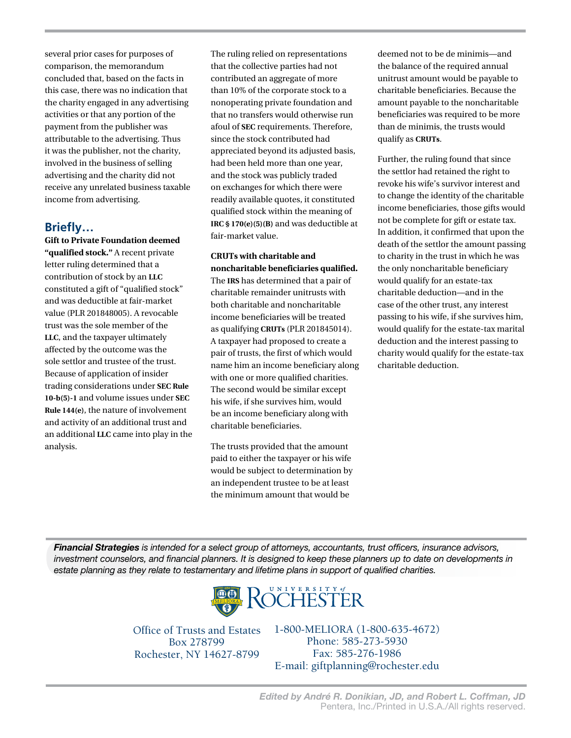several prior cases for purposes of comparison, the memorandum concluded that, based on the facts in this case, there was no indication that the charity engaged in any advertising activities or that any portion of the payment from the publisher was attributable to the advertising. Thus it was the publisher, not the charity, involved in the business of selling advertising and the charity did not receive any unrelated business taxable income from advertising.

## Briefly…

**Gift to Private Foundation deemed "qualified stock."** A recent private letter ruling determined that a contribution of stock by an LLC constituted a gift of "qualified stock" and was deductible at fair-market value (PLR 201848005). A revocable trust was the sole member of the LLC, and the taxpayer ultimately affected by the outcome was the sole settlor and trustee of the trust. Because of application of insider trading considerations under **SEC Rule 10-b(5)-1** and volume issues under **SEC Rule 144(e)**, the nature of involvement and activity of an additional trust and an additional LLC came into play in the analysis.

The ruling relied on representations that the collective parties had not contributed an aggregate of more than 10% of the corporate stock to a nonoperating private foundation and that no transfers would otherwise run afoul of SEC requirements. Therefore, since the stock contributed had appreciated beyond its adjusted basis, had been held more than one year, and the stock was publicly traded on exchanges for which there were readily available quotes, it constituted qualified stock within the meaning of **IRC § 170(e)(5)(B)** and was deductible at fair-market value.

**CRUTs with charitable and noncharitable beneficiaries qualified.** The IRS has determined that a pair of charitable remainder unitrusts with both charitable and noncharitable income beneficiaries will be treated as qualifying **CRUTs** (PLR 201845014). A taxpayer had proposed to create a pair of trusts, the first of which would name him an income beneficiary along with one or more qualified charities. The second would be similar except his wife, if she survives him, would be an income beneficiary along with charitable beneficiaries.

The trusts provided that the amount paid to either the taxpayer or his wife would be subject to determination by an independent trustee to be at least the minimum amount that would be deemed not to be de minimis—and the balance of the required annual unitrust amount would be payable to charitable beneficiaries. Because the amount payable to the noncharitable beneficiaries was required to be more than de minimis, the trusts would qualify as **CRUTs**.

Further, the ruling found that since the settlor had retained the right to revoke his wife's survivor interest and to change the identity of the charitable income beneficiaries, those gifts would not be complete for gift or estate tax. In addition, it confirmed that upon the death of the settlor the amount passing to charity in the trust in which he was the only noncharitable beneficiary would qualify for an estate-tax charitable deduction—and in the case of the other trust, any interest passing to his wife, if she survives him, would qualify for the estate-tax marital deduction and the interest passing to charity would qualify for the estate-tax charitable deduction.

***Financial Strategies*** *is intended for a select group of attorneys, accountants, trust officers, insurance advisors, investment counselors, and financial planners. It is designed to keep these planners up to date on developments in estate planning as they relate to testamentary and lifetime plans in support of qualified charities.*

University of Rochester

Office of Trusts and Estates
Box 278799
Rochester, NY 14627-8799

1-800-MELIORA (1-800-635-4672)
Phone: 585-273-5930
Fax: 585-276-1986
E-mail: giftplanning@rochester.edu

*Edited by André R. Donikian, JD, and Robert L. Coffman, JD*
Pentera, Inc./Printed in U.S.A./All rights reserved.